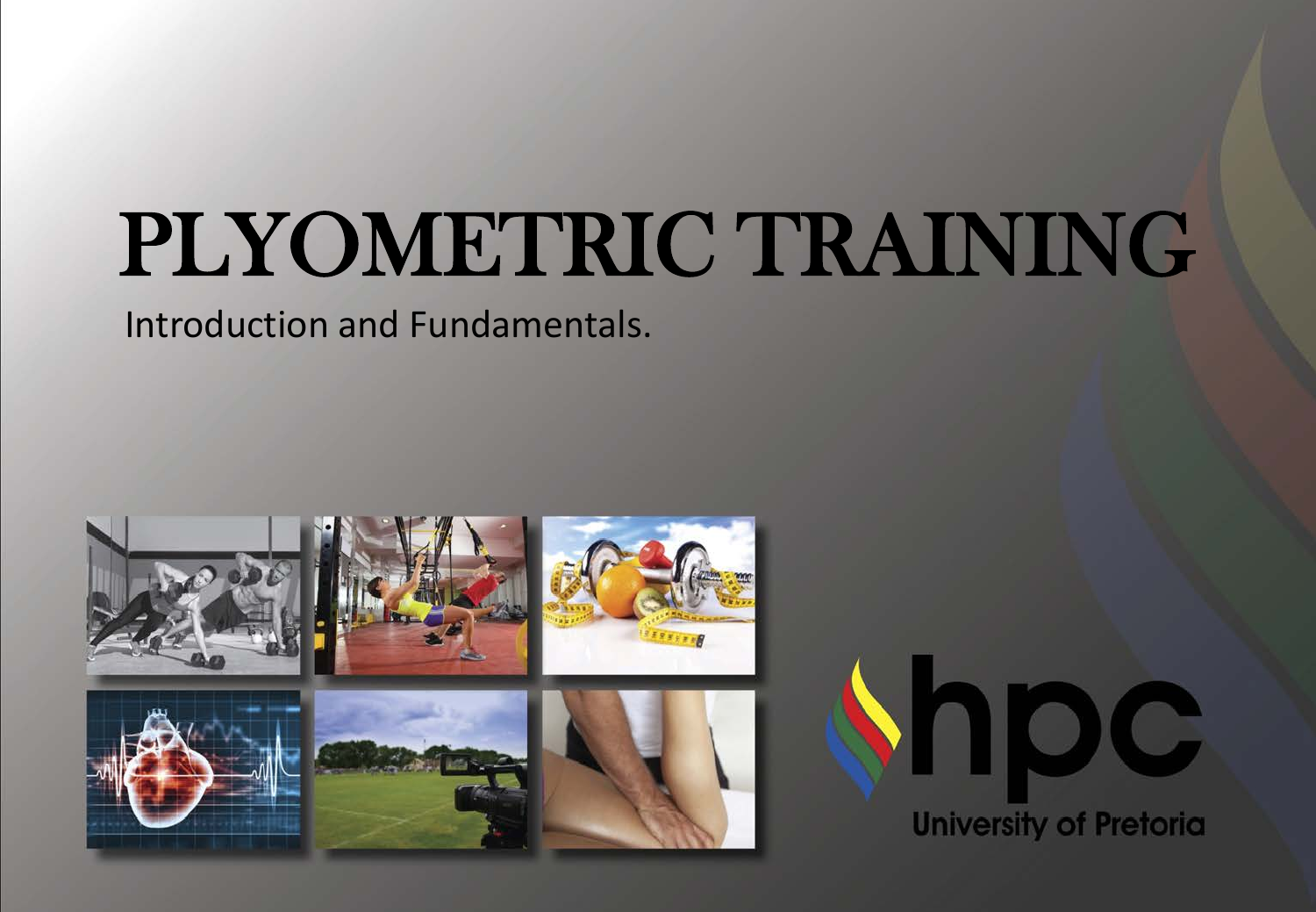# PLYOMETRIC TRAINING

Introduction and Fundamentals.

hpc

University of Pretoria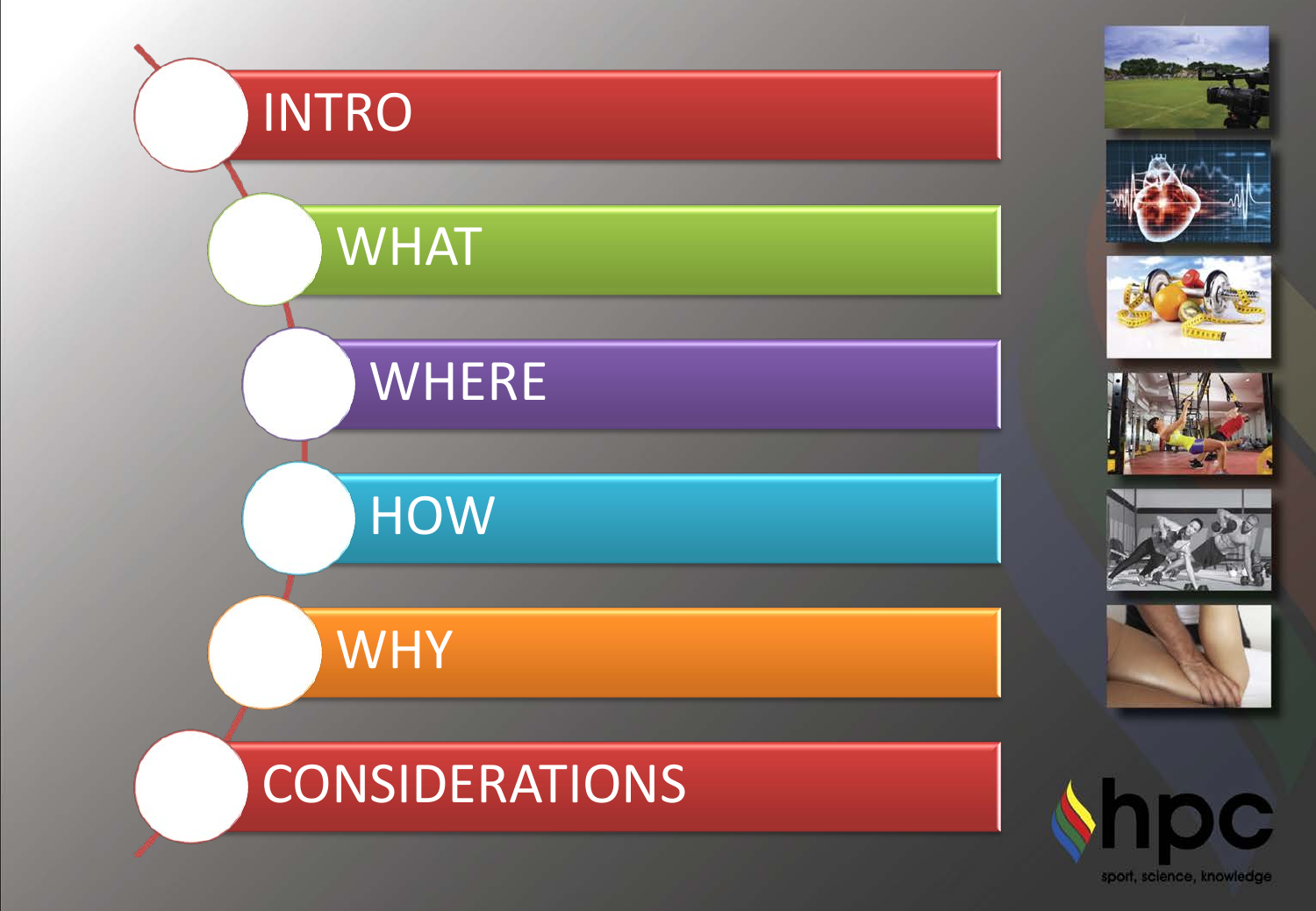- INTRO
- WHAT
- WHERE
- HOW
- WHY
- CONSIDERATIONS

hpc

sport, science, knowledge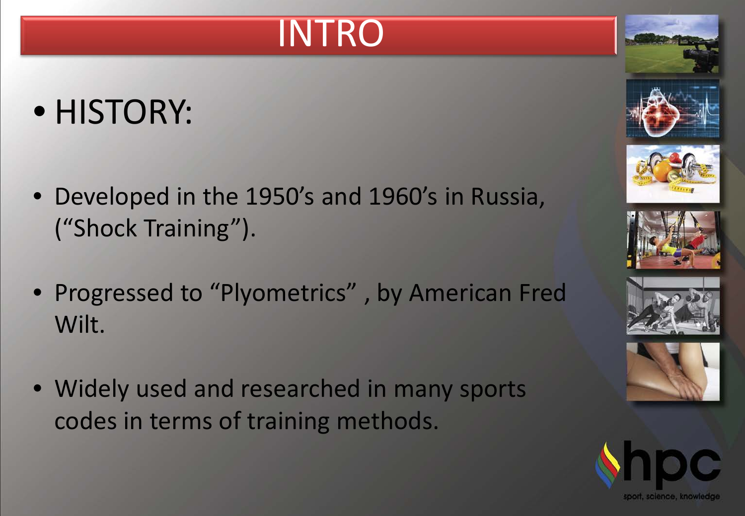# INTRO

- HISTORY:

- Developed in the 1950's and 1960's in Russia, ("Shock Training").

- Progressed to "Plyometrics" , by American Fred Wilt.

- Widely used and researched in many sports codes in terms of training methods.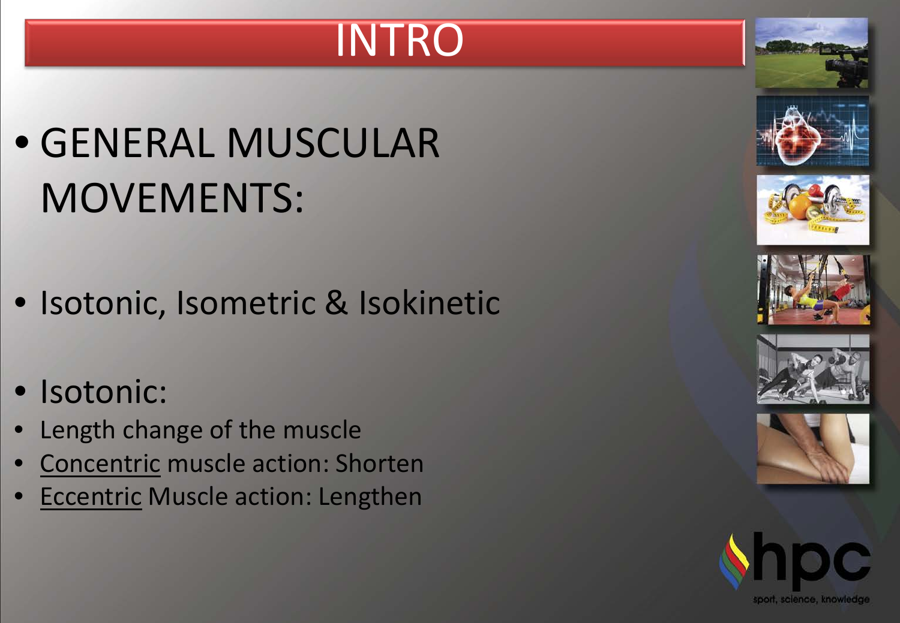# INTRO

- GENERAL MUSCULAR MOVEMENTS:

- Isotonic, Isometric & Isokinetic

- Isotonic:
- Length change of the muscle
- Concentric muscle action: Shorten
- Eccentric Muscle action: Lengthen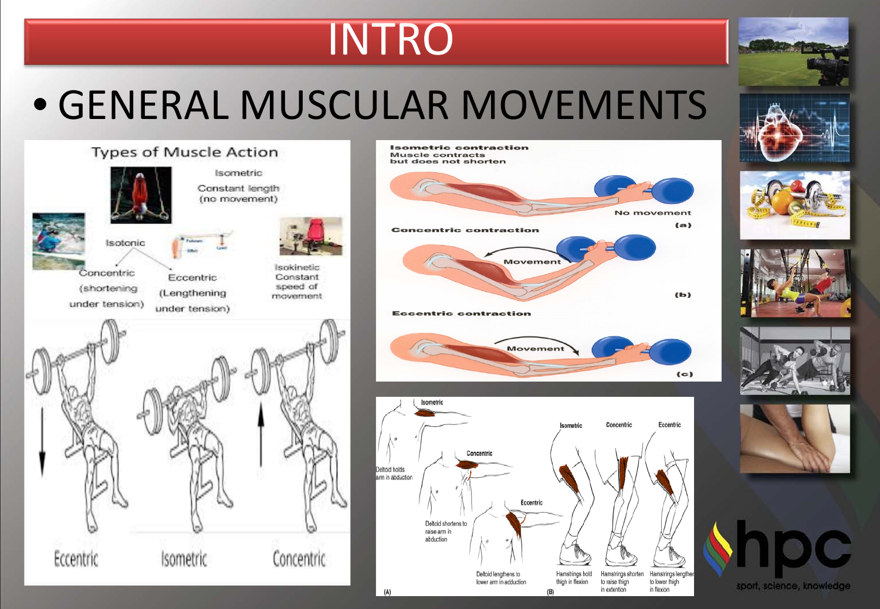# INTRO

- GENERAL MUSCULAR MOVEMENTS

Types of Muscle Action

Isometric
Constant length
(no movement)

Isotonic

Concentric
(shortening
under tension)

Eccentric
(Lengthening
under tension)

Isokinetic
Constant
speed of
movement

Eccentric    Isometric    Concentric

Isometric contraction
Muscle contracts
but does not shorten

No movement
(a)

Concentric contraction

Movement
(b)

Eccentric contraction

Movement
(c)

Isometric

Deltoid holds
arm in abduction

Concentric

Deltoid shortens to
raise arm in
abduction

Eccentric

Deltoid lengthens to
lower arm in adduction

(A)

Isometric    Concentric    Eccentric

Hamstrings hold
thigh in flexion

Hamstrings shorten
to raise thigh
in extention

Hamstrings lengthen
to lower thigh
in flexion

(B)

hpc
sport, science, knowledge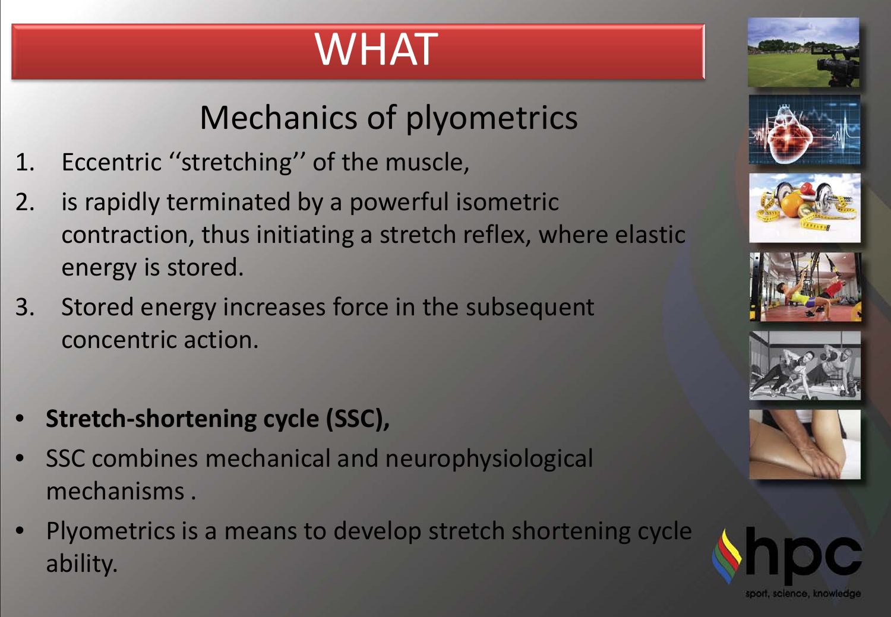# WHAT

## Mechanics of plyometrics

1. Eccentric ‘‘stretching’’ of the muscle,
2. is rapidly terminated by a powerful isometric contraction, thus initiating a stretch reflex, where elastic energy is stored.
3. Stored energy increases force in the subsequent concentric action.

- **Stretch-shortening cycle (SSC),**
- SSC combines mechanical and neurophysiological mechanisms .
- Plyometrics is a means to develop stretch shortening cycle ability.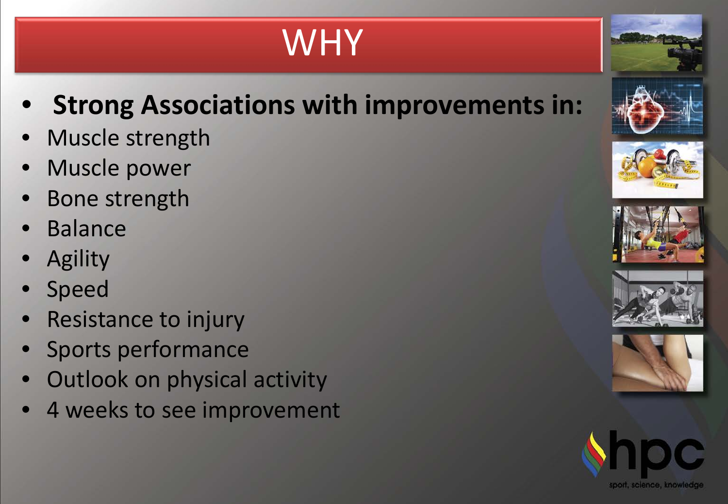# WHY

- **Strong Associations with improvements in:**
- Muscle strength
- Muscle power
- Bone strength
- Balance
- Agility
- Speed
- Resistance to injury
- Sports performance
- Outlook on physical activity
- 4 weeks to see improvement

hpc
sport, science, knowledge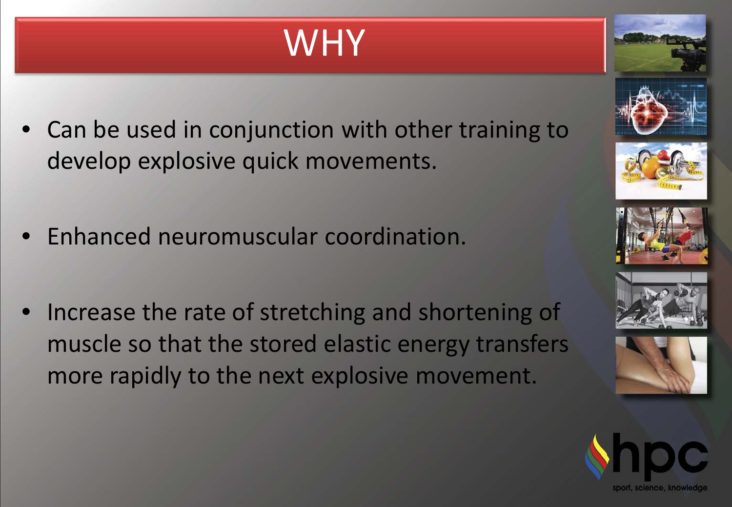# WHY

- Can be used in conjunction with other training to develop explosive quick movements.

- Enhanced neuromuscular coordination.

- Increase the rate of stretching and shortening of muscle so that the stored elastic energy transfers more rapidly to the next explosive movement.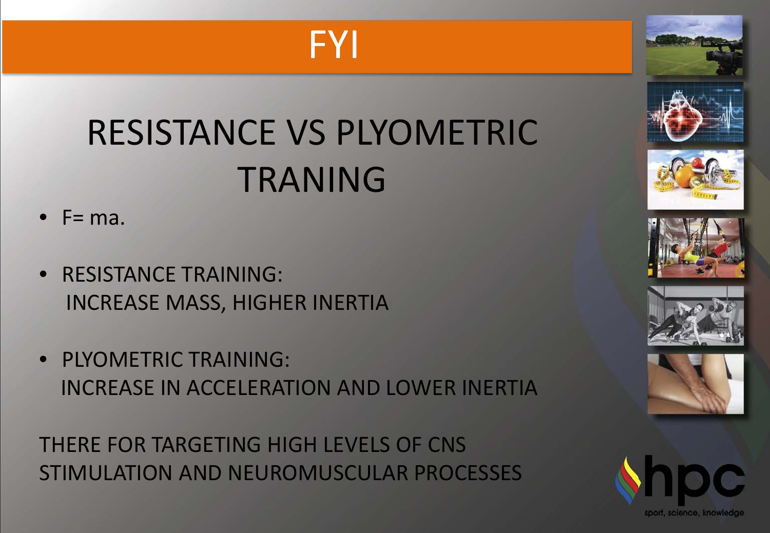# FYI

## RESISTANCE VS PLYOMETRIC TRANING

- $F = ma$.
- RESISTANCE TRAINING:
  INCREASE MASS, HIGHER INERTIA
- PLYOMETRIC TRAINING:
  INCREASE IN ACCELERATION AND LOWER INERTIA

THERE FOR TARGETING HIGH LEVELS OF CNS STIMULATION AND NEUROMUSCULAR PROCESSES

hpc

sport, science, knowledge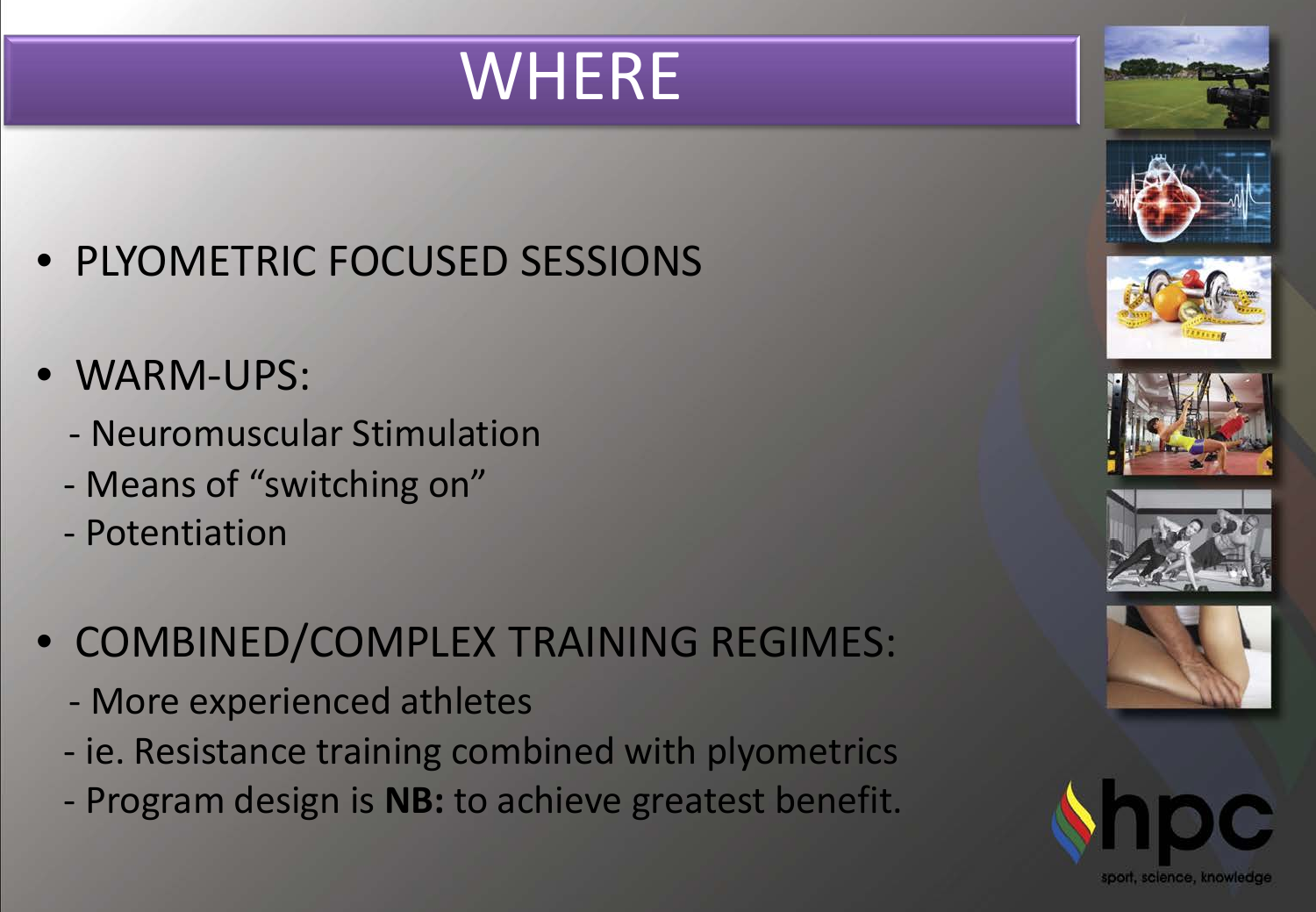# WHERE

- PLYOMETRIC FOCUSED SESSIONS

- WARM-UPS:
  - Neuromuscular Stimulation
  - Means of "switching on"
  - Potentiation

- COMBINED/COMPLEX TRAINING REGIMES:
  - More experienced athletes
  - ie. Resistance training combined with plyometrics
  - Program design is **NB:** to achieve greatest benefit.

hpc
sport, science, knowledge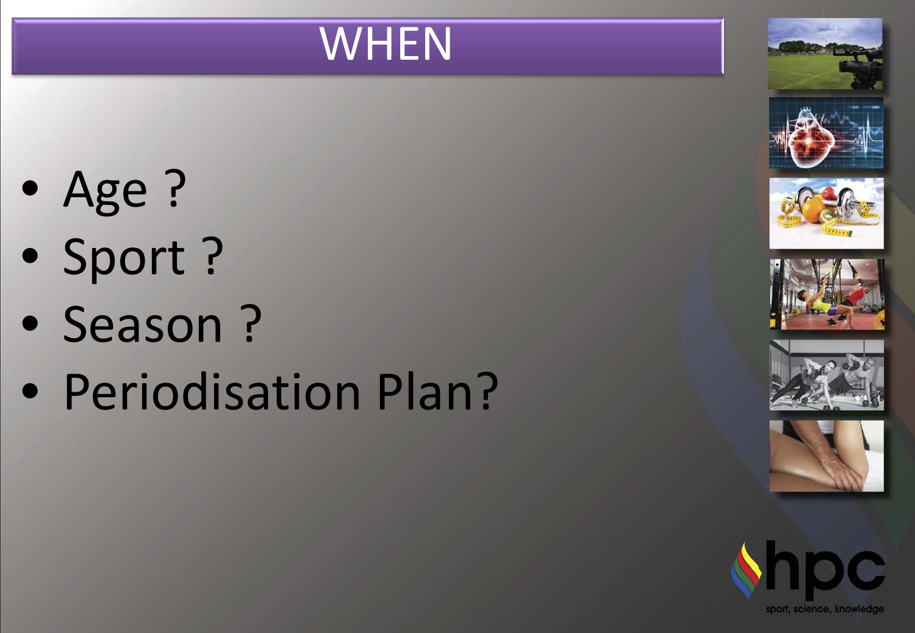# WHEN

- Age ?
- Sport ?
- Season ?
- Periodisation Plan?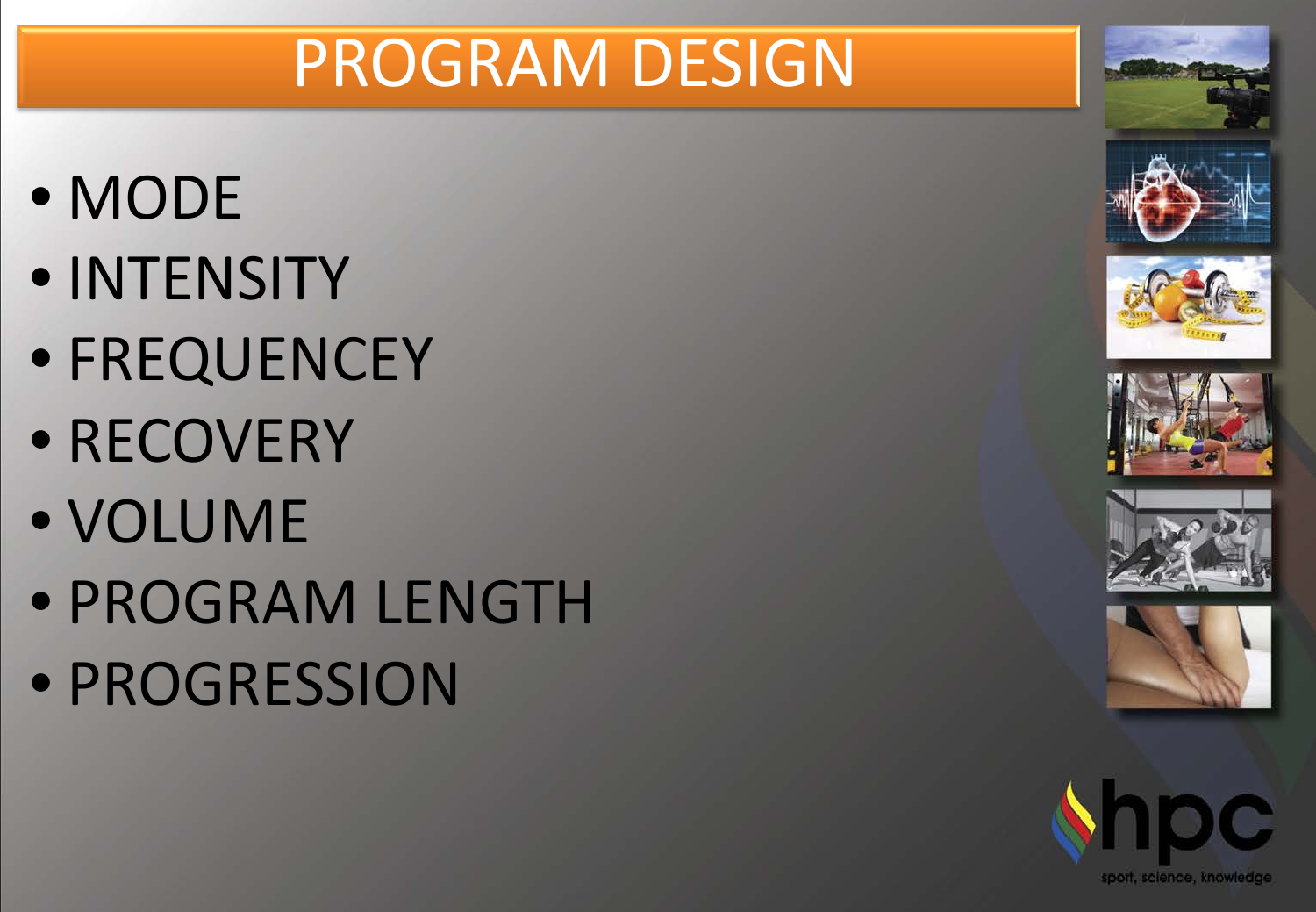# PROGRAM DESIGN

- MODE
- INTENSITY
- FREQUENCEY
- RECOVERY
- VOLUME
- PROGRAM LENGTH
- PROGRESSION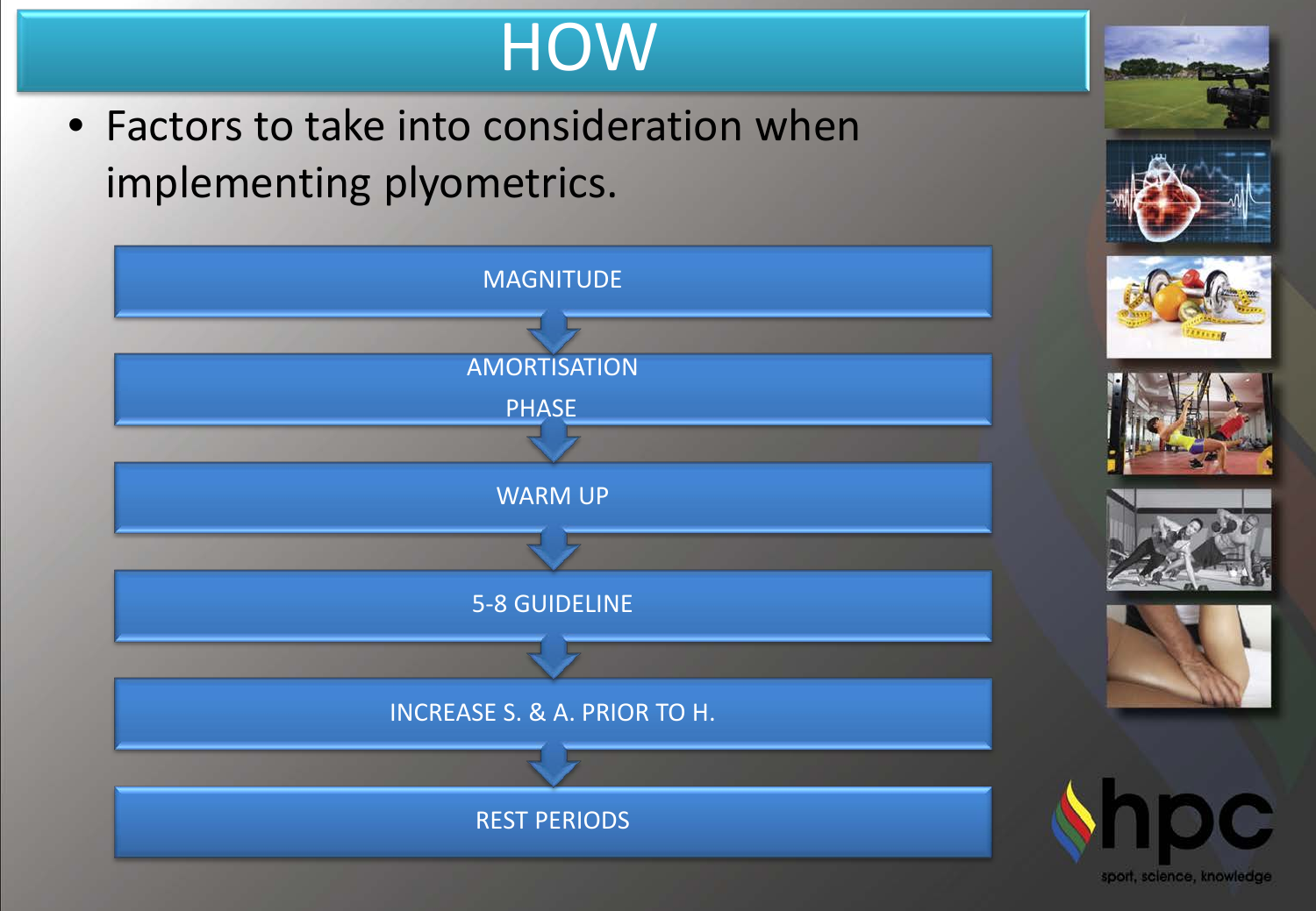# HOW

- Factors to take into consideration when implementing plyometrics.

1. MAGNITUDE
2. AMORTISATION PHASE
3. WARM UP
4. 5-8 GUIDELINE
5. INCREASE S. & A. PRIOR TO H.
6. REST PERIODS

hpc
sport, science, knowledge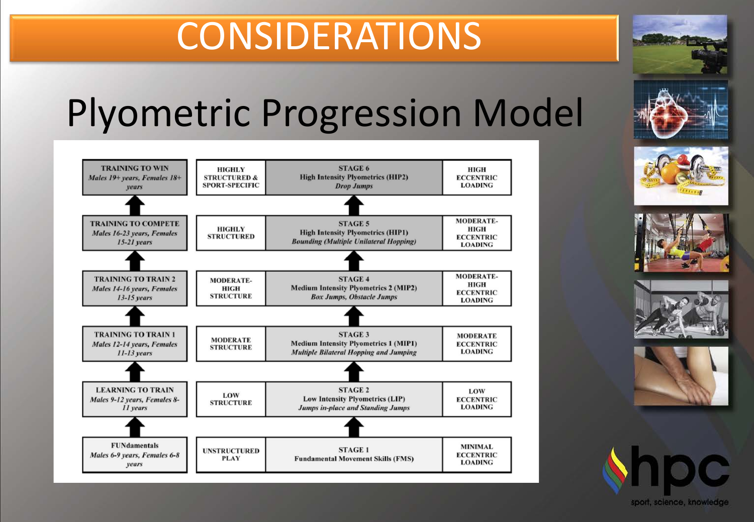# CONSIDERATIONS

## Plyometric Progression Model

| Stage of Development | Structure | Plyometric Stage | Eccentric Loading |
|---|---|---|---|
| **TRAINING TO WIN** *Males 19+ years, Females 18+ years* | **HIGHLY STRUCTURED & SPORT-SPECIFIC** | **STAGE 6** High Intensity Plyometrics (HIP2) *Drop Jumps* | **HIGH ECCENTRIC LOADING** |
| **TRAINING TO COMPETE** *Males 16-23 years, Females 15-21 years* | **HIGHLY STRUCTURED** | **STAGE 5** High Intensity Plyometrics (HIP1) *Bounding (Multiple Unilateral Hopping)* | **MODERATE-HIGH ECCENTRIC LOADING** |
| **TRAINING TO TRAIN 2** *Males 14-16 years, Females 13-15 years* | **MODERATE-HIGH STRUCTURE** | **STAGE 4** Medium Intensity Plyometrics 2 (MIP2) *Box Jumps, Obstacle Jumps* | **MODERATE-HIGH ECCENTRIC LOADING** |
| **TRAINING TO TRAIN 1** *Males 12-14 years, Females 11-13 years* | **MODERATE STRUCTURE** | **STAGE 3** Medium Intensity Plyometrics 1 (MIP1) *Multiple Bilateral Hopping and Jumping* | **MODERATE ECCENTRIC LOADING** |
| **LEARNING TO TRAIN** *Males 9-12 years, Females 8-11 years* | **LOW STRUCTURE** | **STAGE 2** Low Intensity Plyometrics (LIP) *Jumps in-place and Standing Jumps* | **LOW ECCENTRIC LOADING** |
| **FUNdamentals** *Males 6-9 years, Females 6-8 years* | **UNSTRUCTURED PLAY** | **STAGE 1** Fundamental Movement Skills (FMS) | **MINIMAL ECCENTRIC LOADING** |

hpc
sport, science, knowledge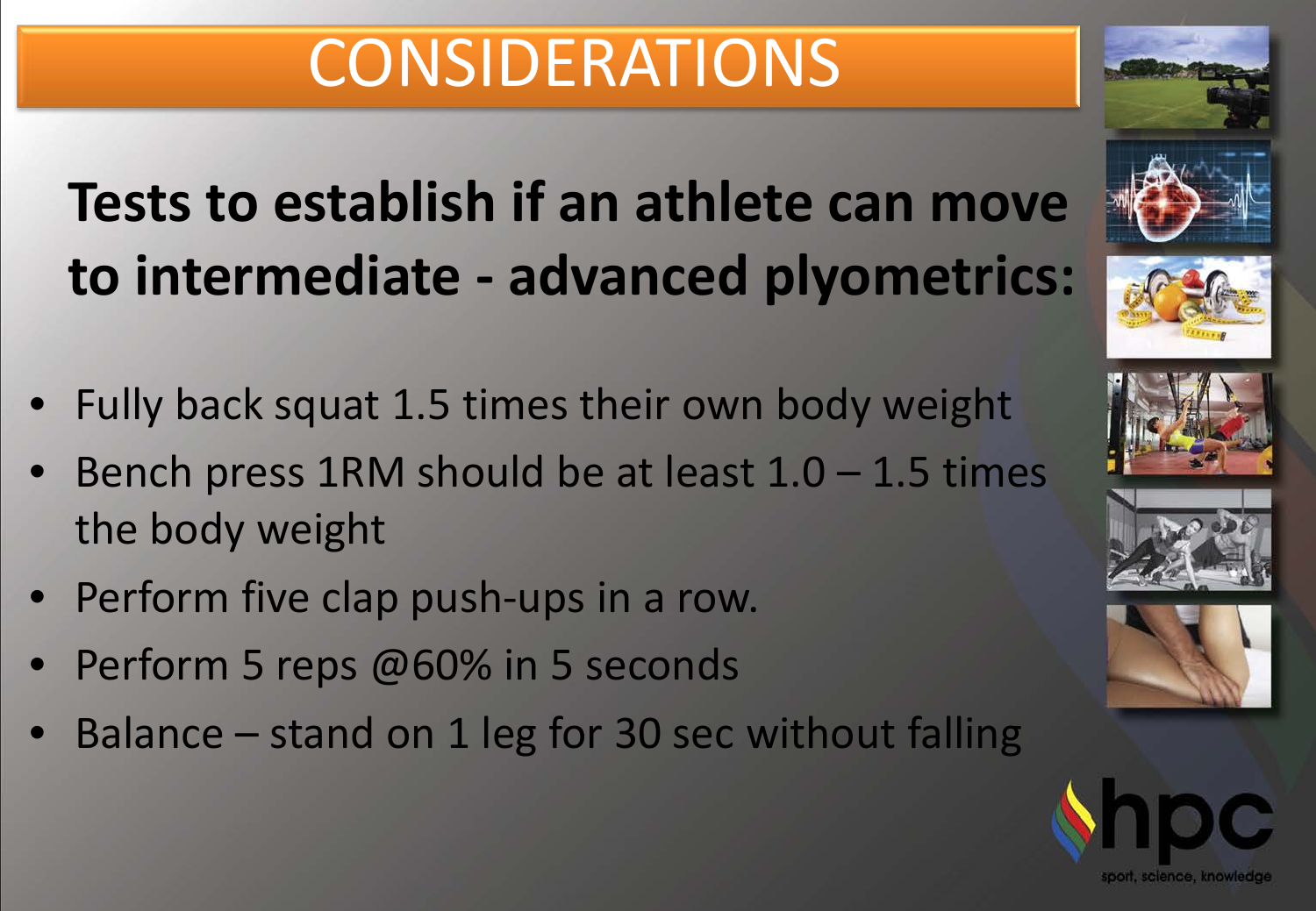# CONSIDERATIONS

**Tests to establish if an athlete can move to intermediate - advanced plyometrics:**

- Fully back squat 1.5 times their own body weight
- Bench press 1RM should be at least 1.0 – 1.5 times the body weight
- Perform five clap push-ups in a row.
- Perform 5 reps @60% in 5 seconds
- Balance – stand on 1 leg for 30 sec without falling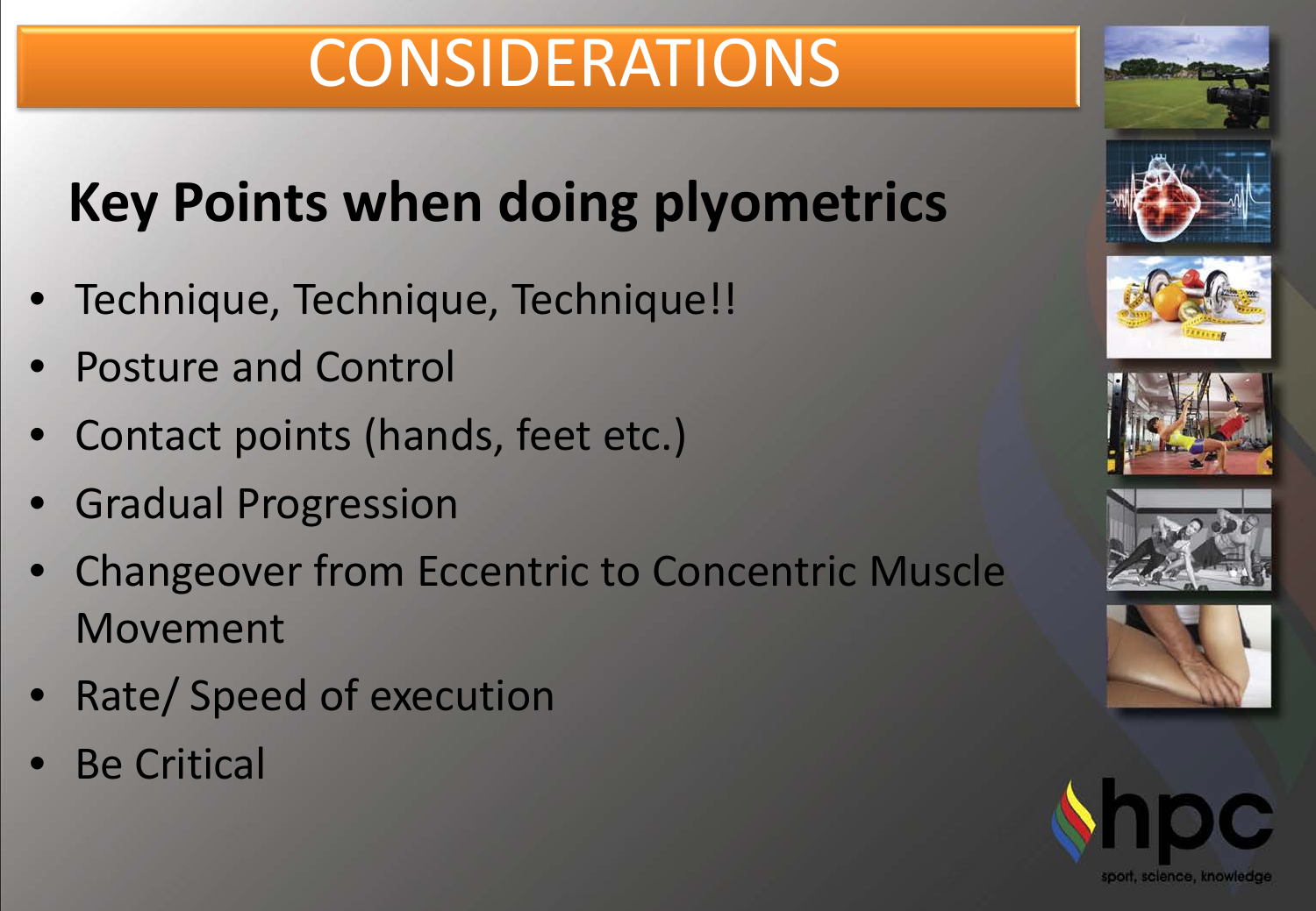# CONSIDERATIONS

## Key Points when doing plyometrics

- Technique, Technique, Technique!!
- Posture and Control
- Contact points (hands, feet etc.)
- Gradual Progression
- Changeover from Eccentric to Concentric Muscle Movement
- Rate/ Speed of execution
- Be Critical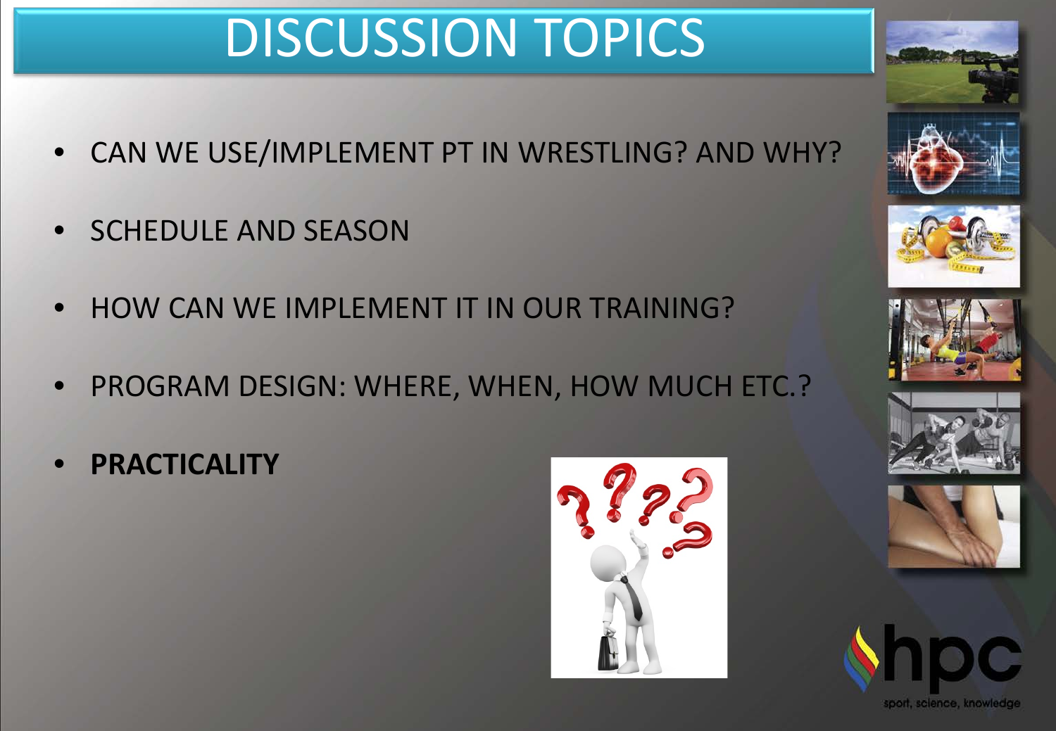# DISCUSSION TOPICS

- CAN WE USE/IMPLEMENT PT IN WRESTLING? AND WHY?
- SCHEDULE AND SEASON
- HOW CAN WE IMPLEMENT IT IN OUR TRAINING?
- PROGRAM DESIGN: WHERE, WHEN, HOW MUCH ETC.?
- **PRACTICALITY**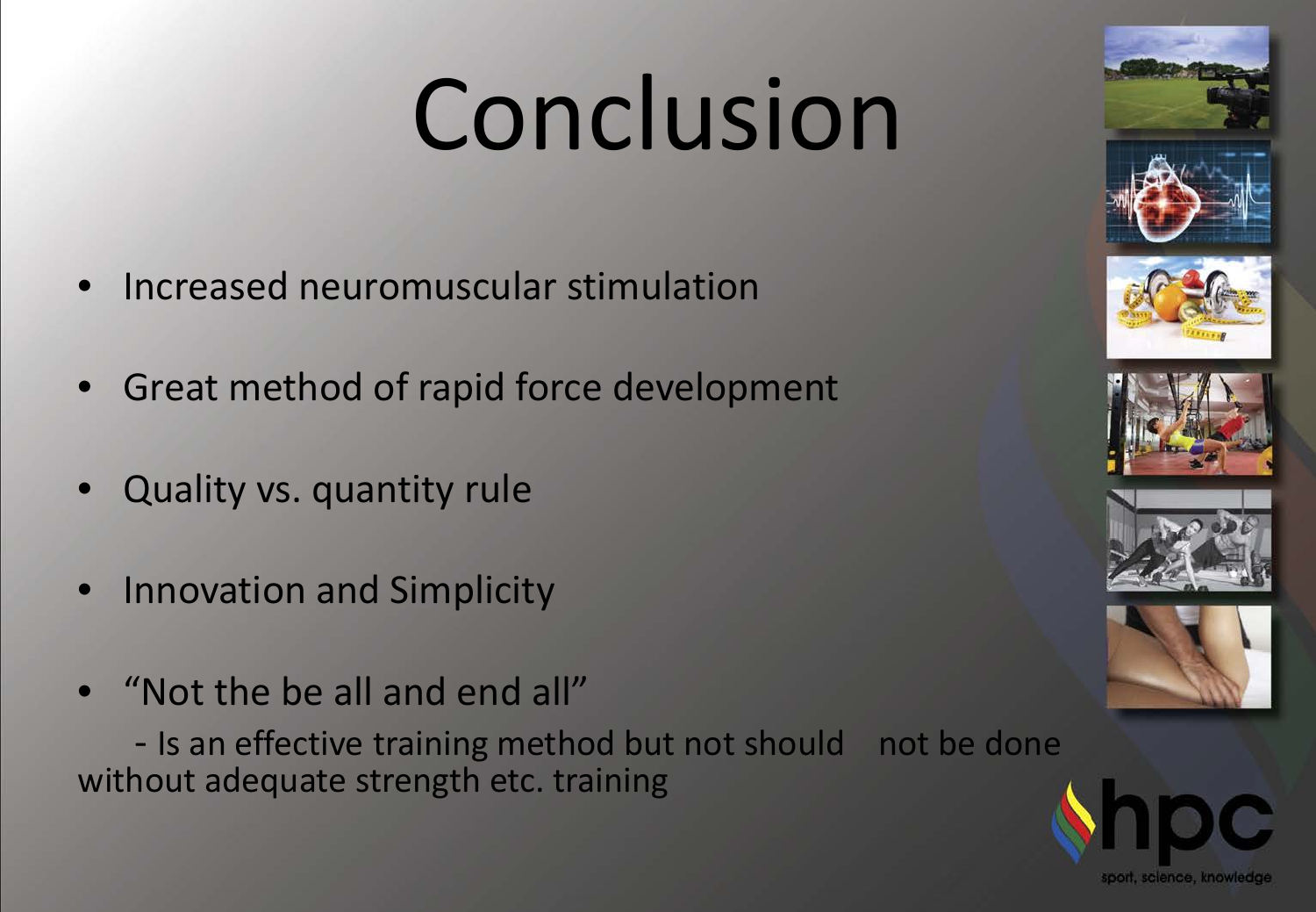# Conclusion

- Increased neuromuscular stimulation
- Great method of rapid force development
- Quality vs. quantity rule
- Innovation and Simplicity
- "Not the be all and end all"

  - Is an effective training method but not should not be done without adequate strength etc. training

hpc

sport, science, knowledge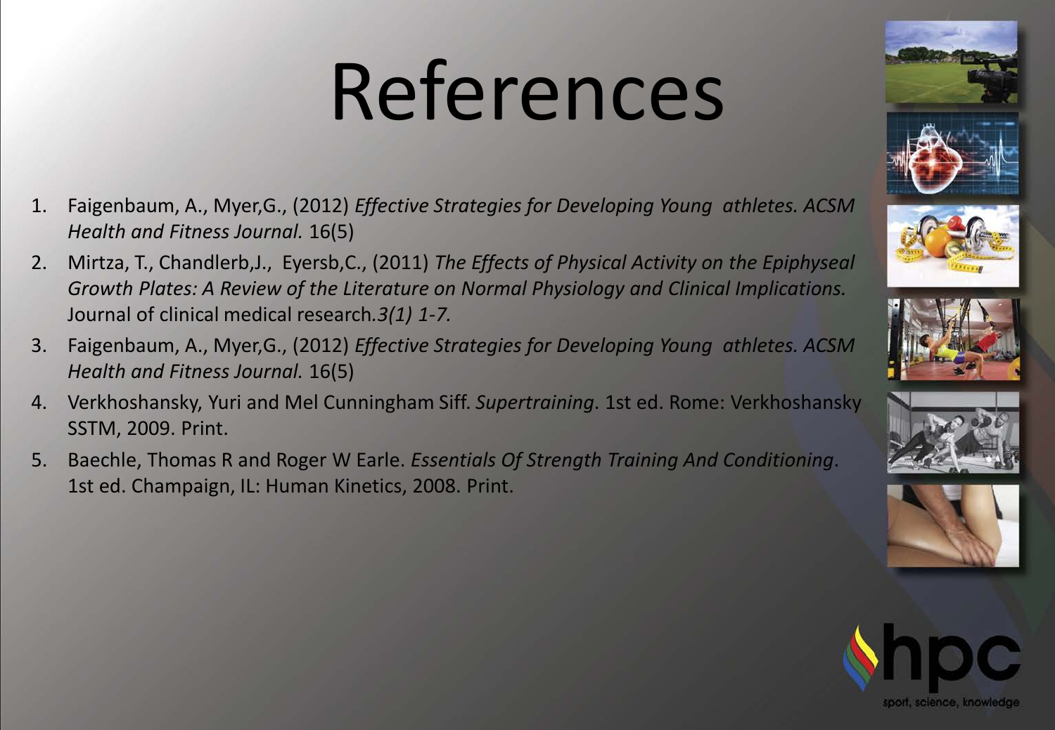# References

1. Faigenbaum, A., Myer,G., (2012) *Effective Strategies for Developing Young athletes. ACSM Health and Fitness Journal.* 16(5)
2. Mirtza, T., Chandlerb,J., Eyersb,C., (2011) *The Effects of Physical Activity on the Epiphyseal Growth Plates: A Review of the Literature on Normal Physiology and Clinical Implications.* Journal of clinical medical research.*3(1) 1-7.*
3. Faigenbaum, A., Myer,G., (2012) *Effective Strategies for Developing Young athletes. ACSM Health and Fitness Journal.* 16(5)
4. Verkhoshansky, Yuri and Mel Cunningham Siff. *Supertraining*. 1st ed. Rome: Verkhoshansky SSTM, 2009. Print.
5. Baechle, Thomas R and Roger W Earle. *Essentials Of Strength Training And Conditioning*. 1st ed. Champaign, IL: Human Kinetics, 2008. Print.

hpc

sport, science, knowledge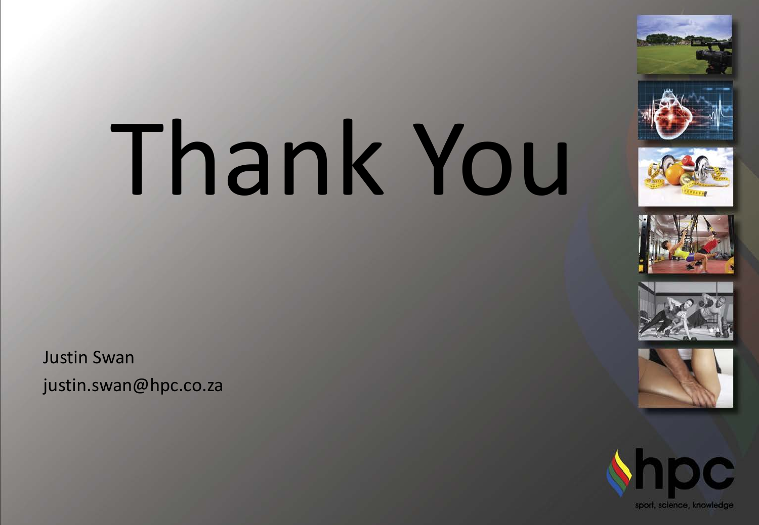# Thank You

Justin Swan
justin.swan@hpc.co.za

hpc
sport, science, knowledge